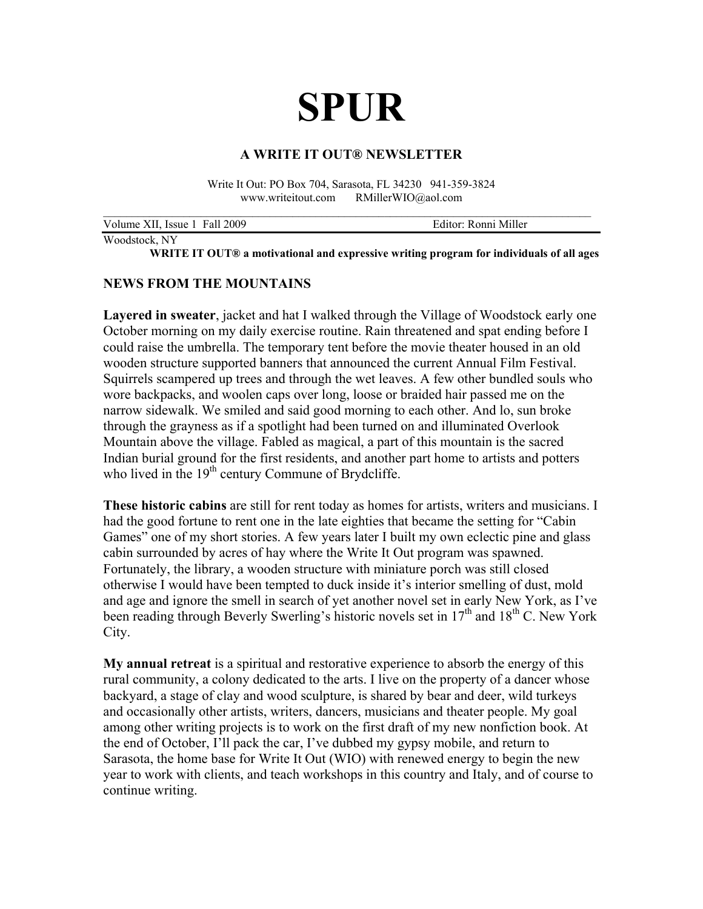# SPUR

### A WRITE IT OUT® NEWSLETTER

Write It Out: PO Box 704, Sarasota, FL 34230 941-359-3824
www.writeitout.com RMillerWIO@aol.com

Volume XII, Issue 1 Fall 2009 Editor: Ronni Miller

Woodstock, NY

**WRITE IT OUT® a motivational and expressive writing program for individuals of all ages**

## NEWS FROM THE MOUNTAINS

**Layered in sweater**, jacket and hat I walked through the Village of Woodstock early one October morning on my daily exercise routine. Rain threatened and spat ending before I could raise the umbrella. The temporary tent before the movie theater housed in an old wooden structure supported banners that announced the current Annual Film Festival. Squirrels scampered up trees and through the wet leaves. A few other bundled souls who wore backpacks, and woolen caps over long, loose or braided hair passed me on the narrow sidewalk. We smiled and said good morning to each other. And lo, sun broke through the grayness as if a spotlight had been turned on and illuminated Overlook Mountain above the village. Fabled as magical, a part of this mountain is the sacred Indian burial ground for the first residents, and another part home to artists and potters who lived in the 19th century Commune of Brydcliffe.

**These historic cabins** are still for rent today as homes for artists, writers and musicians. I had the good fortune to rent one in the late eighties that became the setting for "Cabin Games" one of my short stories. A few years later I built my own eclectic pine and glass cabin surrounded by acres of hay where the Write It Out program was spawned. Fortunately, the library, a wooden structure with miniature porch was still closed otherwise I would have been tempted to duck inside it's interior smelling of dust, mold and age and ignore the smell in search of yet another novel set in early New York, as I've been reading through Beverly Swerling's historic novels set in 17th and 18th C. New York City.

**My annual retreat** is a spiritual and restorative experience to absorb the energy of this rural community, a colony dedicated to the arts. I live on the property of a dancer whose backyard, a stage of clay and wood sculpture, is shared by bear and deer, wild turkeys and occasionally other artists, writers, dancers, musicians and theater people. My goal among other writing projects is to work on the first draft of my new nonfiction book. At the end of October, I'll pack the car, I've dubbed my gypsy mobile, and return to Sarasota, the home base for Write It Out (WIO) with renewed energy to begin the new year to work with clients, and teach workshops in this country and Italy, and of course to continue writing.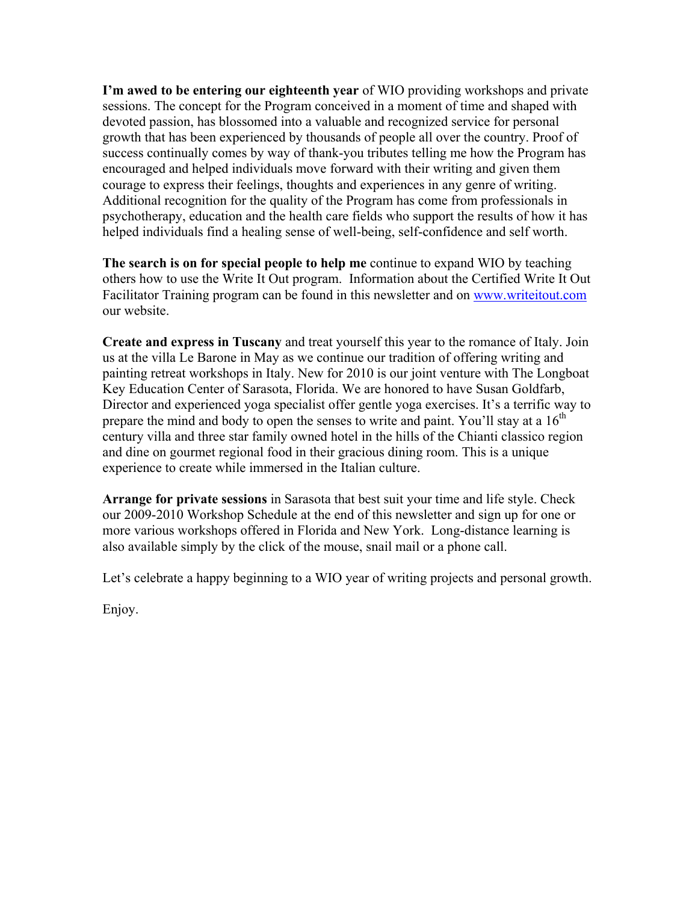**I'm awed to be entering our eighteenth year** of WIO providing workshops and private sessions. The concept for the Program conceived in a moment of time and shaped with devoted passion, has blossomed into a valuable and recognized service for personal growth that has been experienced by thousands of people all over the country. Proof of success continually comes by way of thank-you tributes telling me how the Program has encouraged and helped individuals move forward with their writing and given them courage to express their feelings, thoughts and experiences in any genre of writing. Additional recognition for the quality of the Program has come from professionals in psychotherapy, education and the health care fields who support the results of how it has helped individuals find a healing sense of well-being, self-confidence and self worth.

**The search is on for special people to help me** continue to expand WIO by teaching others how to use the Write It Out program. Information about the Certified Write It Out Facilitator Training program can be found in this newsletter and on [www.writeitout.com](http://www.writeitout.com) our website.

**Create and express in Tuscany** and treat yourself this year to the romance of Italy. Join us at the villa Le Barone in May as we continue our tradition of offering writing and painting retreat workshops in Italy. New for 2010 is our joint venture with The Longboat Key Education Center of Sarasota, Florida. We are honored to have Susan Goldfarb, Director and experienced yoga specialist offer gentle yoga exercises. It's a terrific way to prepare the mind and body to open the senses to write and paint. You'll stay at a 16th century villa and three star family owned hotel in the hills of the Chianti classico region and dine on gourmet regional food in their gracious dining room. This is a unique experience to create while immersed in the Italian culture.

**Arrange for private sessions** in Sarasota that best suit your time and life style. Check our 2009-2010 Workshop Schedule at the end of this newsletter and sign up for one or more various workshops offered in Florida and New York. Long-distance learning is also available simply by the click of the mouse, snail mail or a phone call.

Let's celebrate a happy beginning to a WIO year of writing projects and personal growth.

Enjoy.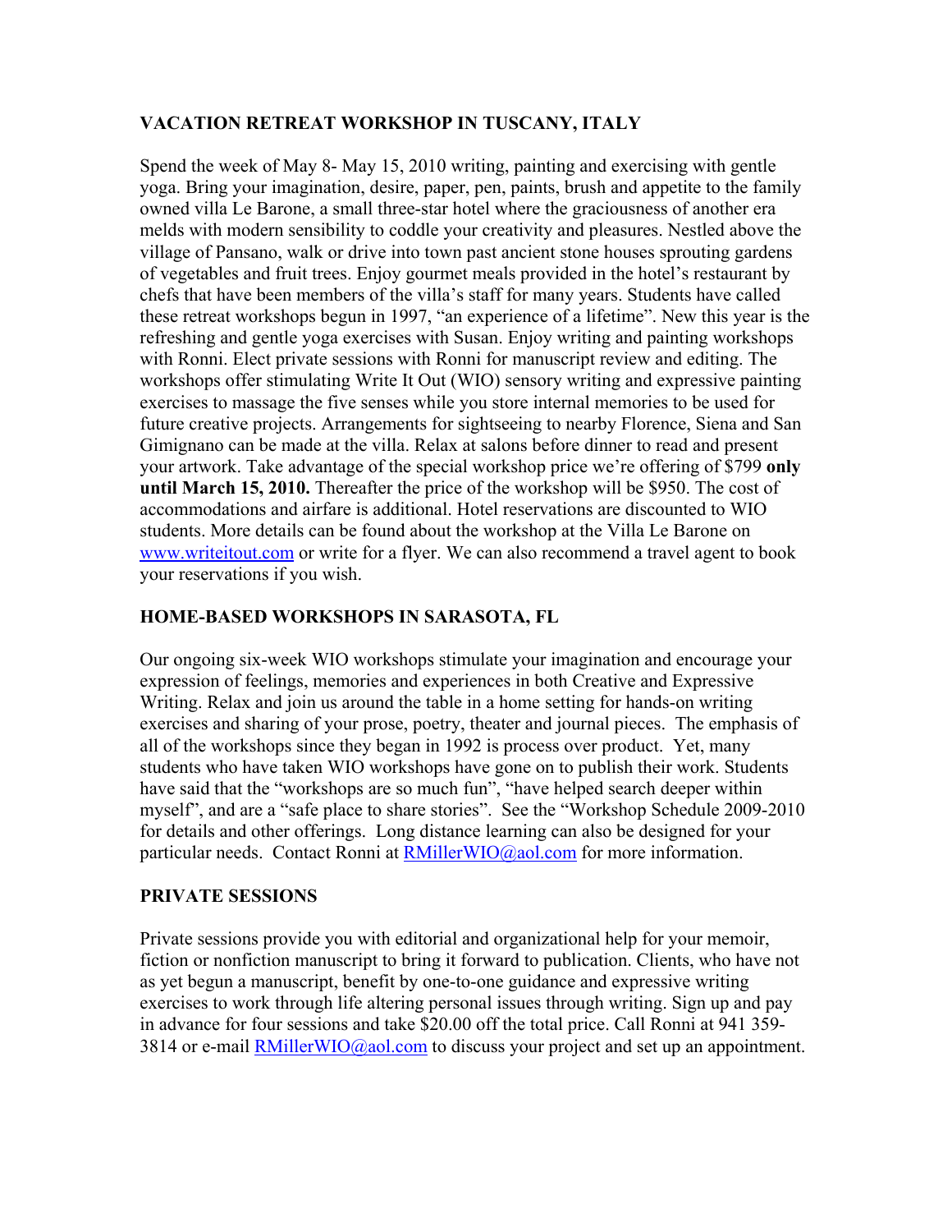## VACATION RETREAT WORKSHOP IN TUSCANY, ITALY

Spend the week of May 8- May 15, 2010 writing, painting and exercising with gentle yoga. Bring your imagination, desire, paper, pen, paints, brush and appetite to the family owned villa Le Barone, a small three-star hotel where the graciousness of another era melds with modern sensibility to coddle your creativity and pleasures. Nestled above the village of Pansano, walk or drive into town past ancient stone houses sprouting gardens of vegetables and fruit trees. Enjoy gourmet meals provided in the hotel's restaurant by chefs that have been members of the villa's staff for many years. Students have called these retreat workshops begun in 1997, "an experience of a lifetime". New this year is the refreshing and gentle yoga exercises with Susan. Enjoy writing and painting workshops with Ronni. Elect private sessions with Ronni for manuscript review and editing. The workshops offer stimulating Write It Out (WIO) sensory writing and expressive painting exercises to massage the five senses while you store internal memories to be used for future creative projects. Arrangements for sightseeing to nearby Florence, Siena and San Gimignano can be made at the villa. Relax at salons before dinner to read and present your artwork. Take advantage of the special workshop price we're offering of $799 **only until March 15, 2010.** Thereafter the price of the workshop will be $950. The cost of accommodations and airfare is additional. Hotel reservations are discounted to WIO students. More details can be found about the workshop at the Villa Le Barone on www.writeitout.com or write for a flyer. We can also recommend a travel agent to book your reservations if you wish.

## HOME-BASED WORKSHOPS IN SARASOTA, FL

Our ongoing six-week WIO workshops stimulate your imagination and encourage your expression of feelings, memories and experiences in both Creative and Expressive Writing. Relax and join us around the table in a home setting for hands-on writing exercises and sharing of your prose, poetry, theater and journal pieces. The emphasis of all of the workshops since they began in 1992 is process over product. Yet, many students who have taken WIO workshops have gone on to publish their work. Students have said that the "workshops are so much fun", "have helped search deeper within myself", and are a "safe place to share stories". See the "Workshop Schedule 2009-2010 for details and other offerings. Long distance learning can also be designed for your particular needs. Contact Ronni at RMillerWIO@aol.com for more information.

## PRIVATE SESSIONS

Private sessions provide you with editorial and organizational help for your memoir, fiction or nonfiction manuscript to bring it forward to publication. Clients, who have not as yet begun a manuscript, benefit by one-to-one guidance and expressive writing exercises to work through life altering personal issues through writing. Sign up and pay in advance for four sessions and take $20.00 off the total price. Call Ronni at 941 359-3814 or e-mail RMillerWIO@aol.com to discuss your project and set up an appointment.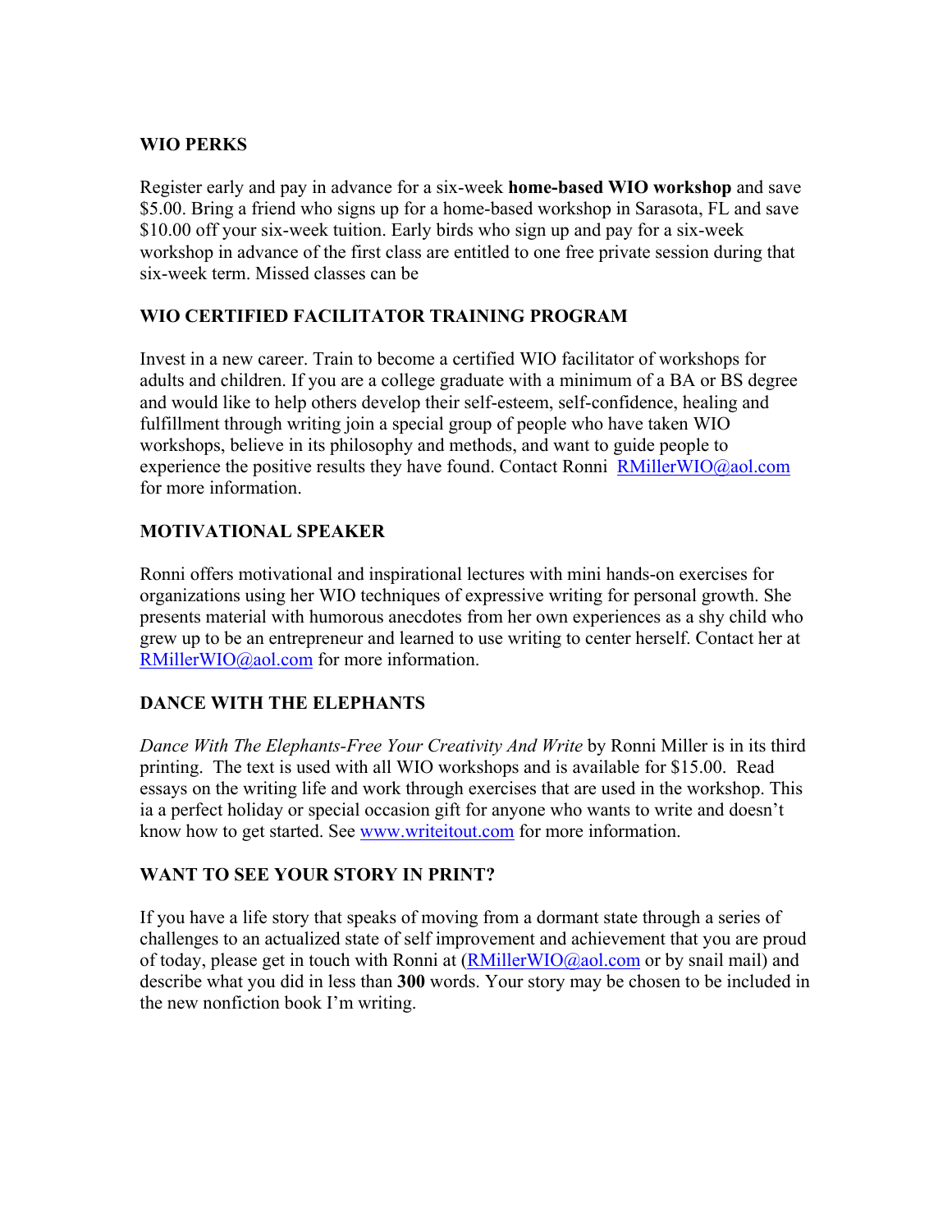**WIO PERKS**

Register early and pay in advance for a six-week **home-based WIO workshop** and save $5.00. Bring a friend who signs up for a home-based workshop in Sarasota, FL and save $10.00 off your six-week tuition. Early birds who sign up and pay for a six-week workshop in advance of the first class are entitled to one free private session during that six-week term. Missed classes can be

**WIO CERTIFIED FACILITATOR TRAINING PROGRAM**

Invest in a new career. Train to become a certified WIO facilitator of workshops for adults and children. If you are a college graduate with a minimum of a BA or BS degree and would like to help others develop their self-esteem, self-confidence, healing and fulfillment through writing join a special group of people who have taken WIO workshops, believe in its philosophy and methods, and want to guide people to experience the positive results they have found. Contact Ronni RMillerWIO@aol.com for more information.

**MOTIVATIONAL SPEAKER**

Ronni offers motivational and inspirational lectures with mini hands-on exercises for organizations using her WIO techniques of expressive writing for personal growth. She presents material with humorous anecdotes from her own experiences as a shy child who grew up to be an entrepreneur and learned to use writing to center herself. Contact her at RMillerWIO@aol.com for more information.

**DANCE WITH THE ELEPHANTS**

*Dance With The Elephants-Free Your Creativity And Write* by Ronni Miller is in its third printing. The text is used with all WIO workshops and is available for $15.00. Read essays on the writing life and work through exercises that are used in the workshop. This ia a perfect holiday or special occasion gift for anyone who wants to write and doesn't know how to get started. See www.writeitout.com for more information.

**WANT TO SEE YOUR STORY IN PRINT?**

If you have a life story that speaks of moving from a dormant state through a series of challenges to an actualized state of self improvement and achievement that you are proud of today, please get in touch with Ronni at (RMillerWIO@aol.com or by snail mail) and describe what you did in less than **300** words. Your story may be chosen to be included in the new nonfiction book I'm writing.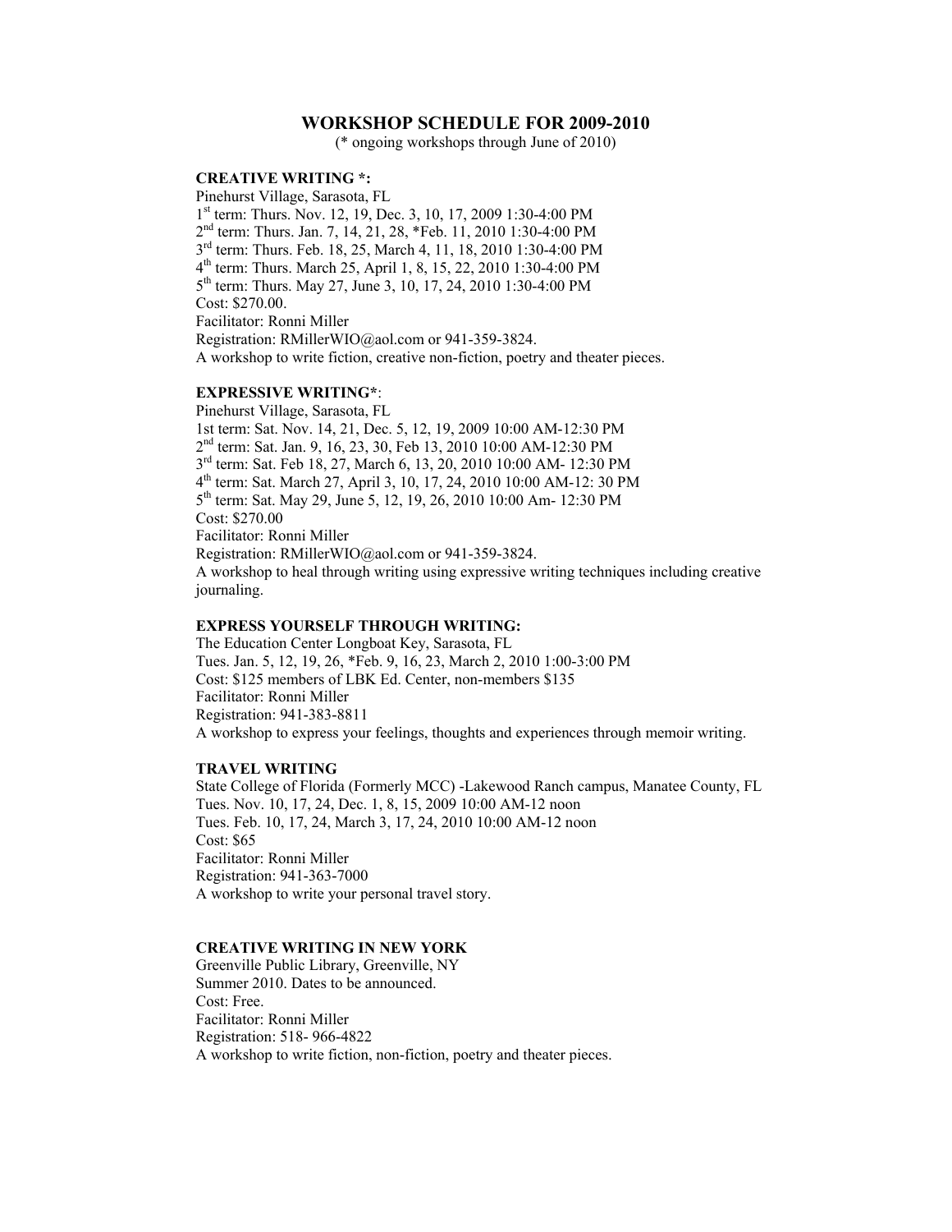# WORKSHOP SCHEDULE FOR 2009-2010

(* ongoing workshops through June of 2010)

**CREATIVE WRITING *:**

Pinehurst Village, Sarasota, FL
1st term: Thurs. Nov. 12, 19, Dec. 3, 10, 17, 2009 1:30-4:00 PM
2nd term: Thurs. Jan. 7, 14, 21, 28, *Feb. 11, 2010 1:30-4:00 PM
3rd term: Thurs. Feb. 18, 25, March 4, 11, 18, 2010 1:30-4:00 PM
4th term: Thurs. March 25, April 1, 8, 15, 22, 2010 1:30-4:00 PM
5th term: Thurs. May 27, June 3, 10, 17, 24, 2010 1:30-4:00 PM
Cost: $270.00.
Facilitator: Ronni Miller
Registration: RMillerWIO@aol.com or 941-359-3824.
A workshop to write fiction, creative non-fiction, poetry and theater pieces.

**EXPRESSIVE WRITING***:

Pinehurst Village, Sarasota, FL
1st term: Sat. Nov. 14, 21, Dec. 5, 12, 19, 2009 10:00 AM-12:30 PM
2nd term: Sat. Jan. 9, 16, 23, 30, Feb 13, 2010 10:00 AM-12:30 PM
3rd term: Sat. Feb 18, 27, March 6, 13, 20, 2010 10:00 AM- 12:30 PM
4th term: Sat. March 27, April 3, 10, 17, 24, 2010 10:00 AM-12: 30 PM
5th term: Sat. May 29, June 5, 12, 19, 26, 2010 10:00 Am- 12:30 PM
Cost: $270.00
Facilitator: Ronni Miller
Registration: RMillerWIO@aol.com or 941-359-3824.
A workshop to heal through writing using expressive writing techniques including creative journaling.

**EXPRESS YOURSELF THROUGH WRITING:**

The Education Center Longboat Key, Sarasota, FL
Tues. Jan. 5, 12, 19, 26, *Feb. 9, 16, 23, March 2, 2010 1:00-3:00 PM
Cost: $125 members of LBK Ed. Center, non-members $135
Facilitator: Ronni Miller
Registration: 941-383-8811
A workshop to express your feelings, thoughts and experiences through memoir writing.

**TRAVEL WRITING**

State College of Florida (Formerly MCC) -Lakewood Ranch campus, Manatee County, FL
Tues. Nov. 10, 17, 24, Dec. 1, 8, 15, 2009 10:00 AM-12 noon
Tues. Feb. 10, 17, 24, March 3, 17, 24, 2010 10:00 AM-12 noon
Cost: $65
Facilitator: Ronni Miller
Registration: 941-363-7000
A workshop to write your personal travel story.

**CREATIVE WRITING IN NEW YORK**

Greenville Public Library, Greenville, NY
Summer 2010. Dates to be announced.
Cost: Free.
Facilitator: Ronni Miller
Registration: 518- 966-4822
A workshop to write fiction, non-fiction, poetry and theater pieces.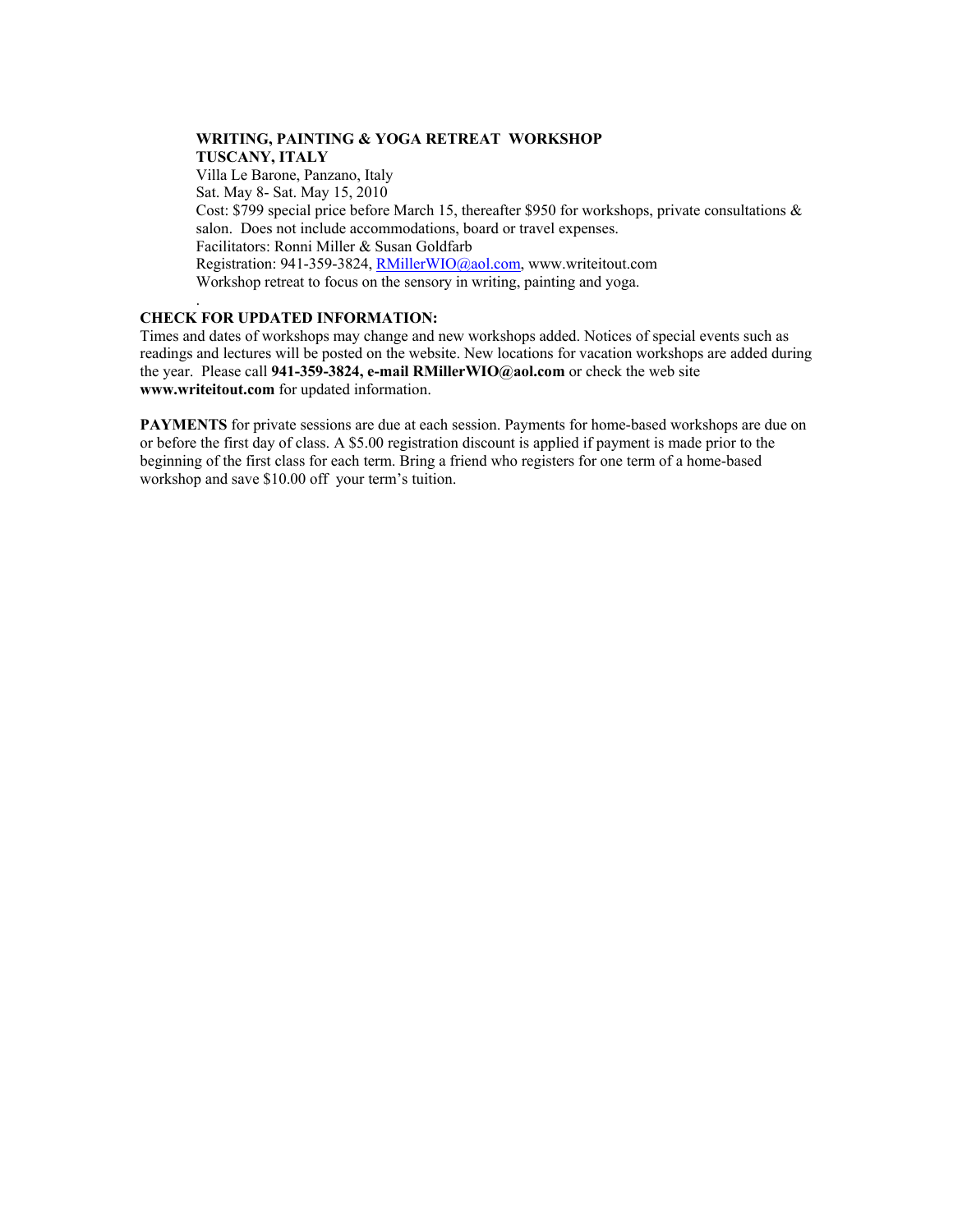**WRITING, PAINTING & YOGA RETREAT WORKSHOP**
**TUSCANY, ITALY**
Villa Le Barone, Panzano, Italy
Sat. May 8- Sat. May 15, 2010
Cost: $799 special price before March 15, thereafter $950 for workshops, private consultations & salon. Does not include accommodations, board or travel expenses.
Facilitators: Ronni Miller & Susan Goldfarb
Registration: 941-359-3824, RMillerWIO@aol.com, www.writeitout.com
Workshop retreat to focus on the sensory in writing, painting and yoga.

.

**CHECK FOR UPDATED INFORMATION:**
Times and dates of workshops may change and new workshops added. Notices of special events such as readings and lectures will be posted on the website. New locations for vacation workshops are added during the year. Please call **941-359-3824, e-mail RMillerWIO@aol.com** or check the web site **www.writeitout.com** for updated information.

**PAYMENTS** for private sessions are due at each session. Payments for home-based workshops are due on or before the first day of class. A $5.00 registration discount is applied if payment is made prior to the beginning of the first class for each term. Bring a friend who registers for one term of a home-based workshop and save $10.00 off your term's tuition.